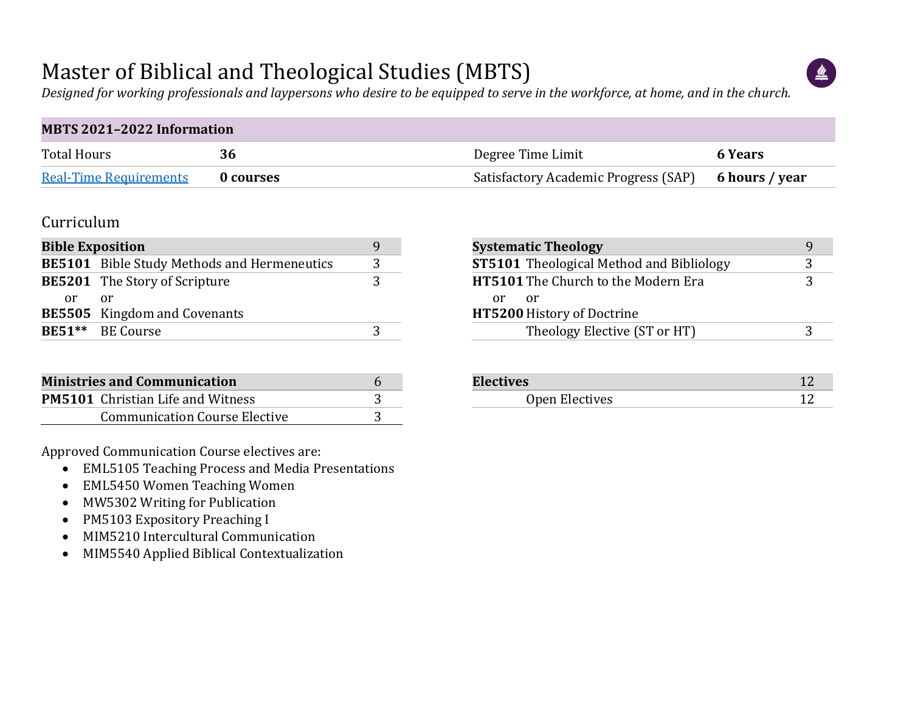# Master of Biblical and Theological Studies (MBTS)

*Designed for working professionals and laypersons who desire to be equipped to serve in the workforce, at home, and in the church.*

| **MBTS 2021–2022 Information** | | | |
|---|---|---|---|
| Total Hours | **36** | Degree Time Limit | **6 Years** |
| [Real-Time Requirements]() | **0 courses** | Satisfactory Academic Progress (SAP) | **6 hours / year** |

## Curriculum

| **Bible Exposition** | | 9 |
|---|---|---|
| **BE5101** | Bible Study Methods and Hermeneutics | 3 |
| **BE5201** or **BE5505** | The Story of Scripture or Kingdom and Covenants | 3 |
| **BE51**** | BE Course | 3 |

| **Systematic Theology** | | 9 |
|---|---|---|
| **ST5101** | Theological Method and Bibliology | 3 |
| **HT5101** or **HT5200** | The Church to the Modern Era or History of Doctrine | 3 |
| | Theology Elective (ST or HT) | 3 |

| **Ministries and Communication** | | 6 |
|---|---|---|
| **PM5101** | Christian Life and Witness | 3 |
| | Communication Course Elective | 3 |

| **Electives** | | 12 |
|---|---|---|
| | Open Electives | 12 |

Approved Communication Course electives are:

- EML5105 Teaching Process and Media Presentations
- EML5450 Women Teaching Women
- MW5302 Writing for Publication
- PM5103 Expository Preaching I
- MIM5210 Intercultural Communication
- MIM5540 Applied Biblical Contextualization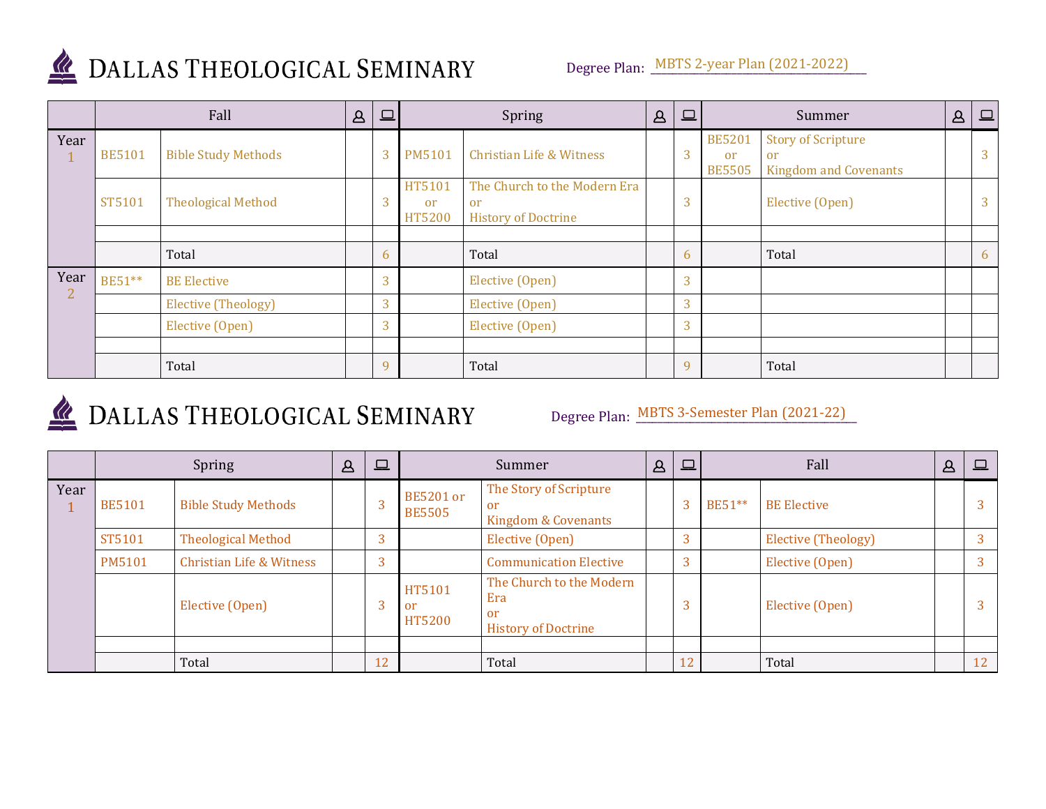# DALLAS THEOLOGICAL SEMINARY

Degree Plan: MBTS 2-year Plan (2021-2022)

| | Fall | | In-person | Online | Spring | | In-person | Online | Summer | | In-person | Online |
|---|---|---|---|---|---|---|---|---|---|---|---|---|
| Year 1 | BE5101 | Bible Study Methods | | 3 | PM5101 | Christian Life & Witness | | 3 | BE5201 or BE5505 | Story of Scripture or Kingdom and Covenants | | 3 |
| | ST5101 | Theological Method | | 3 | HT5101 or HT5200 | The Church to the Modern Era or History of Doctrine | | 3 | | Elective (Open) | | 3 |
| | | | | | | | | | | | | |
| | | Total | | 6 | | Total | | 6 | | Total | | 6 |
| Year 2 | BE51** | BE Elective | | 3 | | Elective (Open) | | 3 | | | | |
| | | Elective (Theology) | | 3 | | Elective (Open) | | 3 | | | | |
| | | Elective (Open) | | 3 | | Elective (Open) | | 3 | | | | |
| | | | | | | | | | | | | |
| | | Total | | 9 | | Total | | 9 | | Total | | |

# DALLAS THEOLOGICAL SEMINARY

Degree Plan: MBTS 3-Semester Plan (2021-22)

| | Spring | | In-person | Online | Summer | | In-person | Online | Fall | | In-person | Online |
|---|---|---|---|---|---|---|---|---|---|---|---|---|
| Year 1 | BE5101 | Bible Study Methods | | 3 | BE5201 or BE5505 | The Story of Scripture or Kingdom & Covenants | | 3 | BE51** | BE Elective | | 3 |
| | ST5101 | Theological Method | | 3 | | Elective (Open) | | 3 | | Elective (Theology) | | 3 |
| | PM5101 | Christian Life & Witness | | 3 | | Communication Elective | | 3 | | Elective (Open) | | 3 |
| | | Elective (Open) | | 3 | HT5101 or HT5200 | The Church to the Modern Era or History of Doctrine | | 3 | | Elective (Open) | | 3 |
| | | | | | | | | | | | | |
| | | Total | | 12 | | Total | | 12 | | Total | | 12 |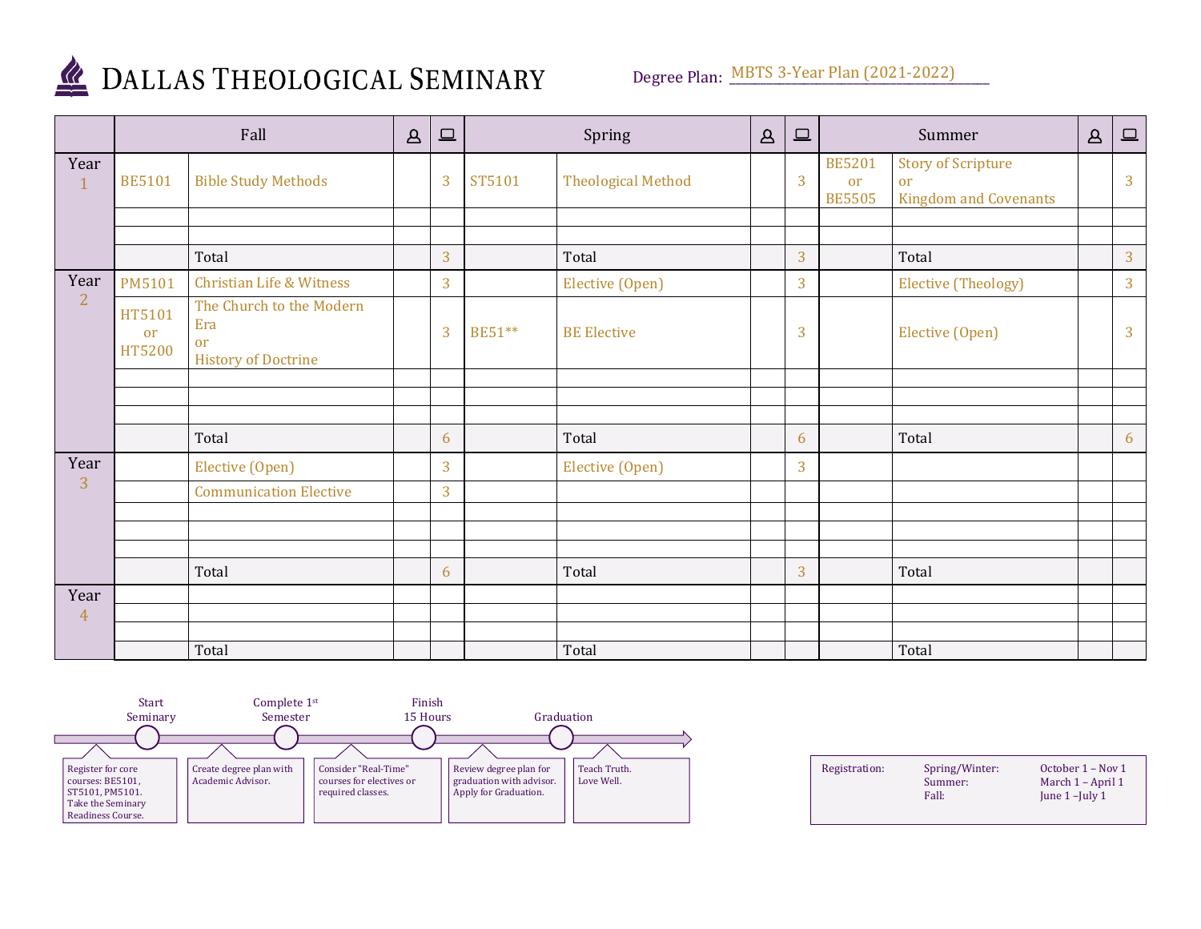# Dallas Theological Seminary

Degree Plan: MBTS 3-Year Plan (2021-2022)

| | Fall | | In-person | Online | Spring | | In-person | Online | Summer | | In-person | Online |
|---|---|---|---|---|---|---|---|---|---|---|---|---|
| Year 1 | BE5101 | Bible Study Methods | | 3 | ST5101 | Theological Method | | 3 | BE5201 or BE5505 | Story of Scripture or Kingdom and Covenants | | 3 |
| | | Total | | 3 | | Total | | 3 | | Total | | 3 |
| Year 2 | PM5101 | Christian Life & Witness | | 3 | | Elective (Open) | | 3 | | Elective (Theology) | | 3 |
| | HT5101 or HT5200 | The Church to the Modern Era or History of Doctrine | | 3 | BE51** | BE Elective | | 3 | | Elective (Open) | | 3 |
| | | Total | | 6 | | Total | | 6 | | Total | | 6 |
| Year 3 | | Elective (Open) | | 3 | | Elective (Open) | | 3 | | | | |
| | | Communication Elective | | 3 | | | | | | | | |
| | | Total | | 6 | | Total | | 3 | | Total | | |
| Year 4 | | | | | | | | | | | | |
| | | Total | | | | Total | | | | Total | | |

**Start Seminary:** Register for core courses: BE5101, ST5101, PM5101. Take the Seminary Readiness Course.

**Complete 1st Semester:** Create degree plan with Academic Advisor.

**Finish 15 Hours:** Consider "Real-Time" courses for electives or required classes.

**Graduation:** Review degree plan for graduation with advisor. Apply for Graduation.

Teach Truth. Love Well.

| Registration: | | |
|---|---|---|
| | Spring/Winter: | October 1 – Nov 1 |
| | Summer: | March 1 – April 1 |
| | Fall: | June 1 –July 1 |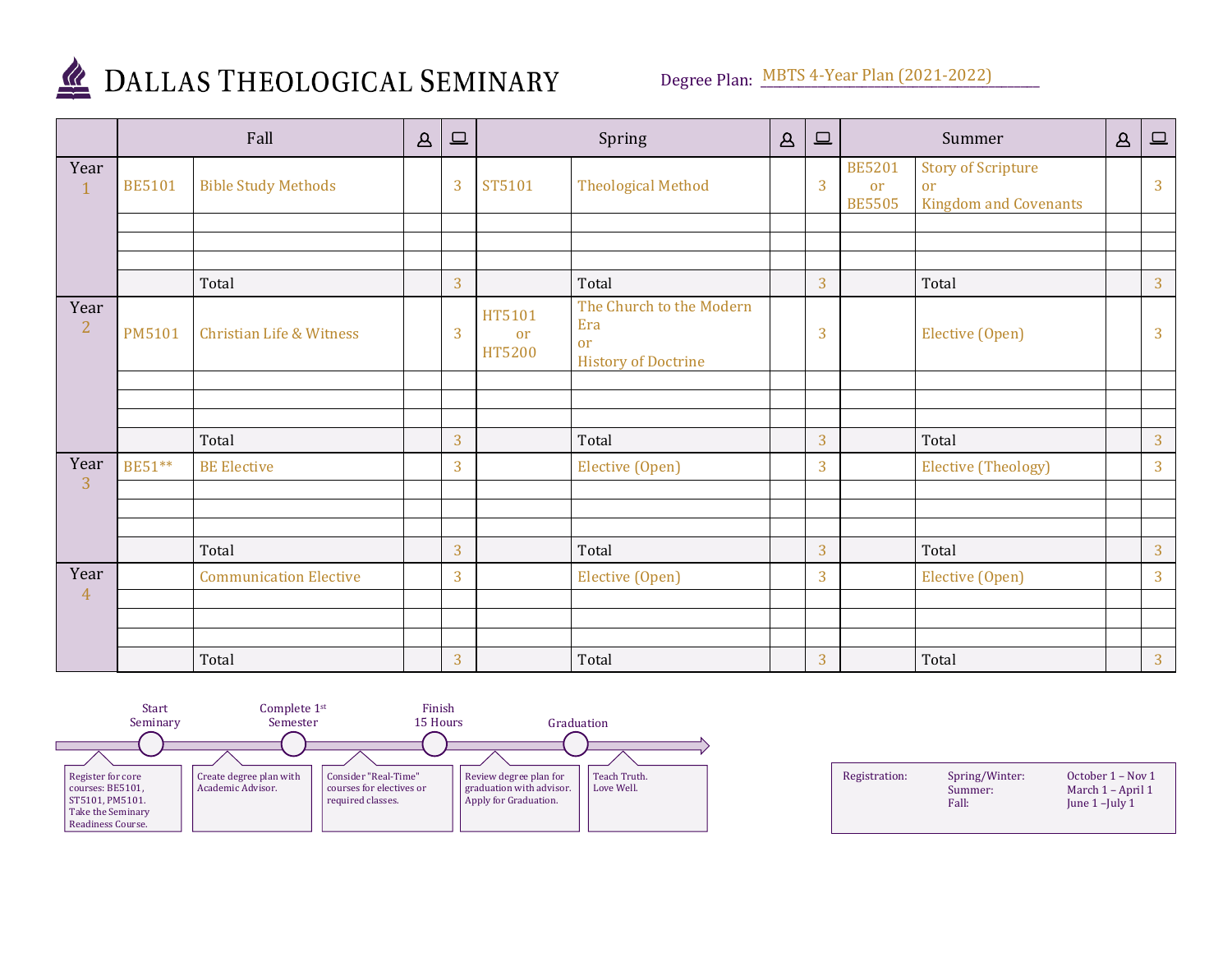# DALLAS THEOLOGICAL SEMINARY

Degree Plan: MBTS 4-Year Plan (2021-2022)

| | Fall | | In-Person | Online | Spring | | In-Person | Online | Summer | | In-Person | Online |
|---|---|---|---|---|---|---|---|---|---|---|---|---|
| Year 1 | BE5101 | Bible Study Methods | | 3 | ST5101 | Theological Method | | 3 | BE5201 or BE5505 | Story of Scripture or Kingdom and Covenants | | 3 |
| | | | | | | | | | | | | |
| | | | | | | | | | | | | |
| | | | | | | | | | | | | |
| | | Total | | 3 | | Total | | 3 | | Total | | 3 |
| Year 2 | PM5101 | Christian Life & Witness | | 3 | HT5101 or HT5200 | The Church to the Modern Era or History of Doctrine | | 3 | | Elective (Open) | | 3 |
| | | | | | | | | | | | | |
| | | | | | | | | | | | | |
| | | | | | | | | | | | | |
| | | Total | | 3 | | Total | | 3 | | Total | | 3 |
| Year 3 | BE51** | BE Elective | | 3 | | Elective (Open) | | 3 | | Elective (Theology) | | 3 |
| | | | | | | | | | | | | |
| | | | | | | | | | | | | |
| | | | | | | | | | | | | |
| | | Total | | 3 | | Total | | 3 | | Total | | 3 |
| Year 4 | | Communication Elective | | 3 | | Elective (Open) | | 3 | | Elective (Open) | | 3 |
| | | | | | | | | | | | | |
| | | | | | | | | | | | | |
| | | | | | | | | | | | | |
| | | Total | | 3 | | Total | | 3 | | Total | | 3 |

**Start Seminary:** Register for core courses: BE5101, ST5101, PM5101. Take the Seminary Readiness Course.

**Complete 1st Semester:** Create degree plan with Academic Advisor.

Consider "Real-Time" courses for electives or required classes.

**Finish 15 Hours:** Review degree plan for graduation with advisor. Apply for Graduation.

**Graduation:** Teach Truth. Love Well.

| Registration: | | |
|---|---|---|
| | Spring/Winter: | October 1 – Nov 1 |
| | Summer: | March 1 – April 1 |
| | Fall: | June 1 –July 1 |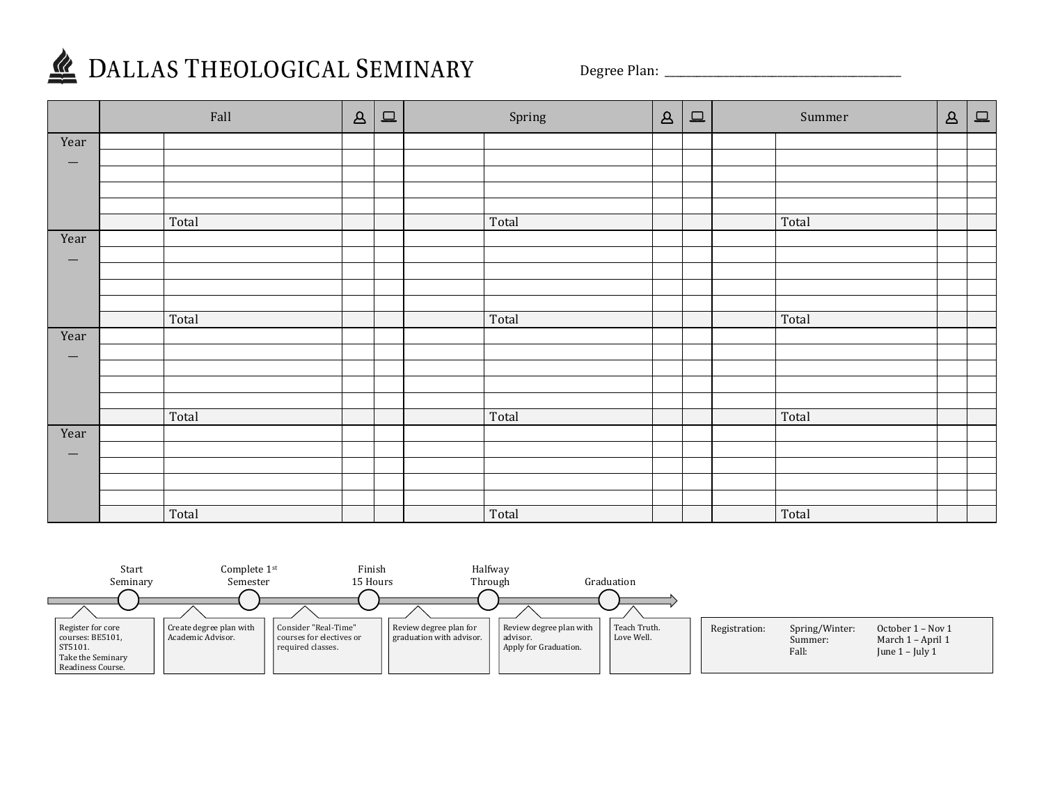# Dallas Theological Seminary

Degree Plan: ________________________________

| | Fall | | In Person | Online | Spring | | In Person | Online | Summer | | In Person | Online |
|---|---|---|---|---|---|---|---|---|---|---|---|---|
| Year __ | | | | | | | | | | | | |
| | | | | | | | | | | | | |
| | | | | | | | | | | | | |
| | | | | | | | | | | | | |
| | | | | | | | | | | | | |
| | | Total | | | | Total | | | | Total | | |
| Year __ | | | | | | | | | | | | |
| | | | | | | | | | | | | |
| | | | | | | | | | | | | |
| | | | | | | | | | | | | |
| | | | | | | | | | | | | |
| | | Total | | | | Total | | | | Total | | |
| Year __ | | | | | | | | | | | | |
| | | | | | | | | | | | | |
| | | | | | | | | | | | | |
| | | | | | | | | | | | | |
| | | | | | | | | | | | | |
| | | Total | | | | Total | | | | Total | | |
| Year __ | | | | | | | | | | | | |
| | | | | | | | | | | | | |
| | | | | | | | | | | | | |
| | | | | | | | | | | | | |
| | | | | | | | | | | | | |
| | | Total | | | | Total | | | | Total | | |

Start Seminary

Register for core courses: BE5101, ST5101.
Take the Seminary Readiness Course.

Complete 1st Semester

Create degree plan with Academic Advisor.

Finish 15 Hours

Consider "Real-Time" courses for electives or required classes.

Halfway Through

Review degree plan for graduation with advisor.

Graduation

Review degree plan with advisor.
Apply for Graduation.

Teach Truth.
Love Well.

| Registration: | | |
|---|---|---|
| | Spring/Winter: | October 1 – Nov 1 |
| | Summer: | March 1 – April 1 |
| | Fall: | June 1 – July 1 |